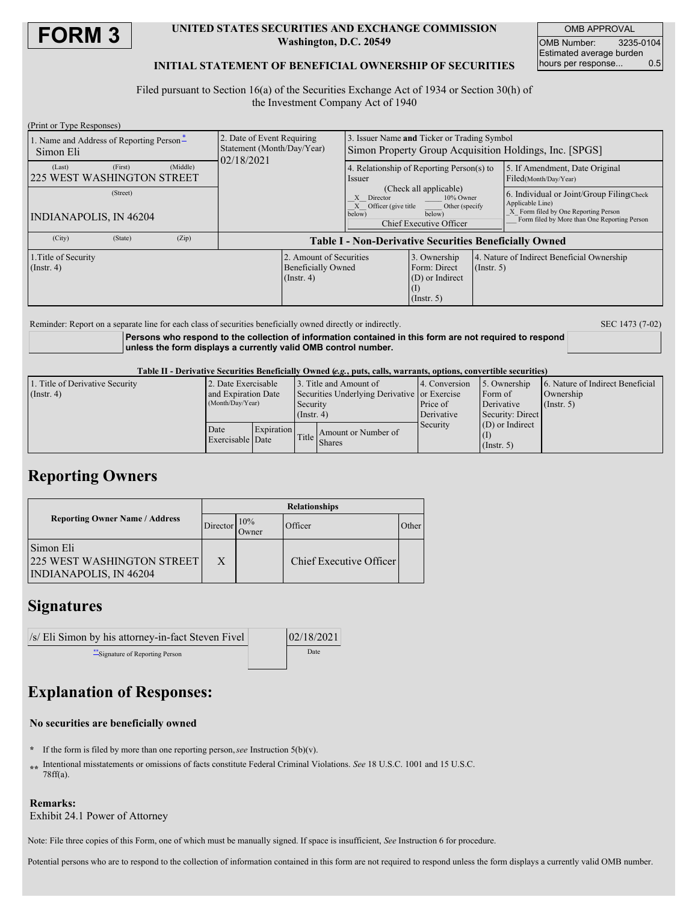# FORM 3

**UNITED STATES SECURITIES AND EXCHANGE COMMISSION**
**Washington, D.C. 20549**

**INITIAL STATEMENT OF BENEFICIAL OWNERSHIP OF SECURITIES**

| OMB APPROVAL | |
|---|---|
| OMB Number: | 3235-0104 |
| Estimated average burden hours per response... | 0.5 |

Filed pursuant to Section 16(a) of the Securities Exchange Act of 1934 or Section 30(h) of the Investment Company Act of 1940

(Print or Type Responses)

| 1. Name and Address of Reporting Person* | 2. Date of Event Requiring Statement (Month/Day/Year) | 3. Issuer Name and Ticker or Trading Symbol | |
|---|---|---|---|
| Simon Eli | 02/18/2021 | Simon Property Group Acquisition Holdings, Inc. [SPGS] | |
| (Last) (First) (Middle) 225 WEST WASHINGTON STREET | | 4. Relationship of Reporting Person(s) to Issuer (Check all applicable) _X_ Director ___ 10% Owner _X_ Officer (give title below) ___ Other (specify below) Chief Executive Officer | 5. If Amendment, Date Original Filed(Month/Day/Year) |
| (Street) INDIANAPOLIS, IN 46204 | | | 6. Individual or Joint/Group Filing(Check Applicable Line) _X_ Form filed by One Reporting Person ___ Form filed by More than One Reporting Person |
| (City) (State) (Zip) | | | |

**Table I - Non-Derivative Securities Beneficially Owned**

| 1.Title of Security (Instr. 4) | 2. Amount of Securities Beneficially Owned (Instr. 4) | 3. Ownership Form: Direct (D) or Indirect (I) (Instr. 5) | 4. Nature of Indirect Beneficial Ownership (Instr. 5) |
|---|---|---|---|

Reminder: Report on a separate line for each class of securities beneficially owned directly or indirectly.

SEC 1473 (7-02)

**Persons who respond to the collection of information contained in this form are not required to respond unless the form displays a currently valid OMB control number.**

**Table II - Derivative Securities Beneficially Owned (*e.g.*, puts, calls, warrants, options, convertible securities)**

| 1. Title of Derivative Security (Instr. 4) | 2. Date Exercisable and Expiration Date (Month/Day/Year) | | 3. Title and Amount of Securities Underlying Derivative Security (Instr. 4) | | 4. Conversion or Exercise Price of Derivative Security | 5. Ownership Form of Derivative Security: Direct (D) or Indirect (I) (Instr. 5) | 6. Nature of Indirect Beneficial Ownership (Instr. 5) |
|---|---|---|---|---|---|---|---|
| | Date Exercisable | Expiration Date | Title | Amount or Number of Shares | | | |

## Reporting Owners

| Reporting Owner Name / Address | Relationships | | | |
|---|---|---|---|---|
| | Director | 10% Owner | Officer | Other |
| Simon Eli<br>225 WEST WASHINGTON STREET<br>INDIANAPOLIS, IN 46204 | X | | Chief Executive Officer | |

## Signatures

| /s/ Eli Simon by his attorney-in-fact Steven Fivel | 02/18/2021 |
|---|---|
| **Signature of Reporting Person | Date |

## Explanation of Responses:

**No securities are beneficially owned**

\* If the form is filed by more than one reporting person, *see* Instruction 5(b)(v).

** Intentional misstatements or omissions of facts constitute Federal Criminal Violations. *See* 18 U.S.C. 1001 and 15 U.S.C. 78ff(a).

**Remarks:**
Exhibit 24.1 Power of Attorney

Note: File three copies of this Form, one of which must be manually signed. If space is insufficient, *See* Instruction 6 for procedure.

Potential persons who are to respond to the collection of information contained in this form are not required to respond unless the form displays a currently valid OMB number.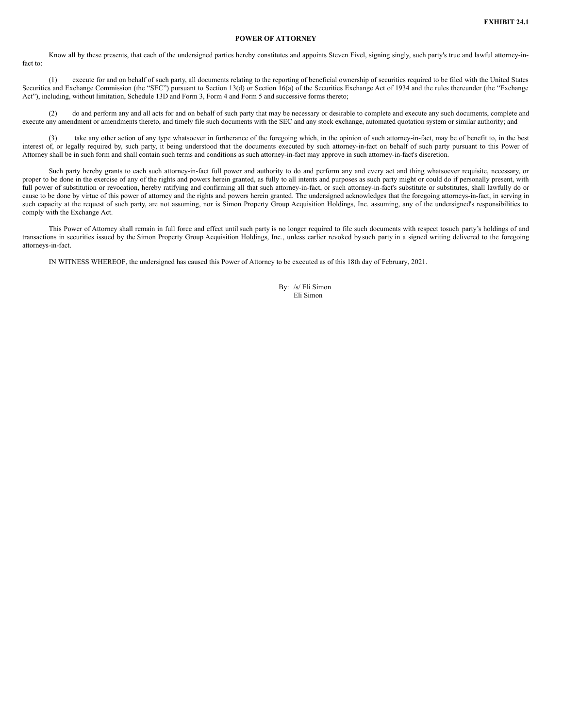**EXHIBIT 24.1**

# POWER OF ATTORNEY

Know all by these presents, that each of the undersigned parties hereby constitutes and appoints Steven Fivel, signing singly, such party's true and lawful attorney-in-fact to:

(1) execute for and on behalf of such party, all documents relating to the reporting of beneficial ownership of securities required to be filed with the United States Securities and Exchange Commission (the "SEC") pursuant to Section 13(d) or Section 16(a) of the Securities Exchange Act of 1934 and the rules thereunder (the "Exchange Act"), including, without limitation, Schedule 13D and Form 3, Form 4 and Form 5 and successive forms thereto;

(2) do and perform any and all acts for and on behalf of such party that may be necessary or desirable to complete and execute any such documents, complete and execute any amendment or amendments thereto, and timely file such documents with the SEC and any stock exchange, automated quotation system or similar authority; and

(3) take any other action of any type whatsoever in furtherance of the foregoing which, in the opinion of such attorney-in-fact, may be of benefit to, in the best interest of, or legally required by, such party, it being understood that the documents executed by such attorney-in-fact on behalf of such party pursuant to this Power of Attorney shall be in such form and shall contain such terms and conditions as such attorney-in-fact may approve in such attorney-in-fact's discretion.

Such party hereby grants to each such attorney-in-fact full power and authority to do and perform any and every act and thing whatsoever requisite, necessary, or proper to be done in the exercise of any of the rights and powers herein granted, as fully to all intents and purposes as such party might or could do if personally present, with full power of substitution or revocation, hereby ratifying and confirming all that such attorney-in-fact, or such attorney-in-fact's substitute or substitutes, shall lawfully do or cause to be done by virtue of this power of attorney and the rights and powers herein granted. The undersigned acknowledges that the foregoing attorneys-in-fact, in serving in such capacity at the request of such party, are not assuming, nor is Simon Property Group Acquisition Holdings, Inc. assuming, any of the undersigned's responsibilities to comply with the Exchange Act.

This Power of Attorney shall remain in full force and effect until such party is no longer required to file such documents with respect tosuch party's holdings of and transactions in securities issued by the Simon Property Group Acquisition Holdings, Inc., unless earlier revoked bysuch party in a signed writing delivered to the foregoing attorneys-in-fact.

IN WITNESS WHEREOF, the undersigned has caused this Power of Attorney to be executed as of this 18th day of February, 2021.

By: /s/ Eli Simon
Eli Simon